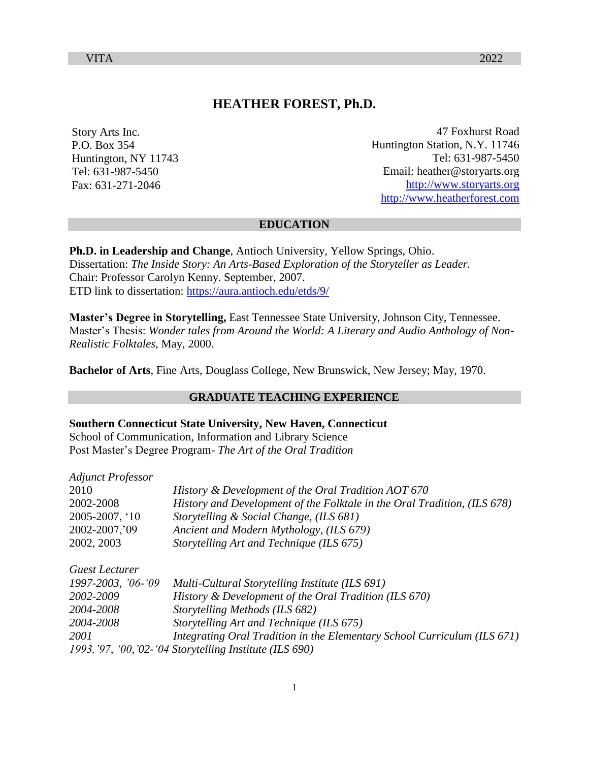VITA 2022

# HEATHER FOREST, Ph.D.

Story Arts Inc.
P.O. Box 354
Huntington, NY 11743
Tel: 631-987-5450
Fax: 631-271-2046

47 Foxhurst Road
Huntington Station, N.Y. 11746
Tel: 631-987-5450
Email: heather@storyarts.org
http://www.storyarts.org
http://www.heatherforest.com

## EDUCATION

**Ph.D. in Leadership and Change**, Antioch University, Yellow Springs, Ohio.
Dissertation: *The Inside Story: An Arts-Based Exploration of the Storyteller as Leader.*
Chair: Professor Carolyn Kenny. September, 2007.
ETD link to dissertation: https://aura.antioch.edu/etds/9/

**Master's Degree in Storytelling,** East Tennessee State University, Johnson City, Tennessee.
Master's Thesis: *Wonder tales from Around the World: A Literary and Audio Anthology of Non-Realistic Folktales*, May, 2000.

**Bachelor of Arts**, Fine Arts, Douglass College, New Brunswick, New Jersey; May, 1970.

## GRADUATE TEACHING EXPERIENCE

**Southern Connecticut State University, New Haven, Connecticut**
School of Communication, Information and Library Science
Post Master's Degree Program- *The Art of the Oral Tradition*

*Adjunct Professor*

| | |
|---|---|
| 2010 | *History & Development of the Oral Tradition AOT 670* |
| 2002-2008 | *History and Development of the Folktale in the Oral Tradition, (ILS 678)* |
| 2005-2007, '10 | *Storytelling & Social Change, (ILS 681)* |
| 2002-2007,'09 | *Ancient and Modern Mythology, (ILS 679)* |
| 2002, 2003 | *Storytelling Art and Technique (ILS 675)* |

*Guest Lecturer*

| | |
|---|---|
| *1997-2003, '06-'09* | *Multi-Cultural Storytelling Institute (ILS 691)* |
| *2002-2009* | *History & Development of the Oral Tradition (ILS 670)* |
| *2004-2008* | *Storytelling Methods (ILS 682)* |
| *2004-2008* | *Storytelling Art and Technique (ILS 675)* |
| *2001* | *Integrating Oral Tradition in the Elementary School Curriculum (ILS 671)* |
| *1993,'97, '00,'02-'04* | *Storytelling Institute (ILS 690)* |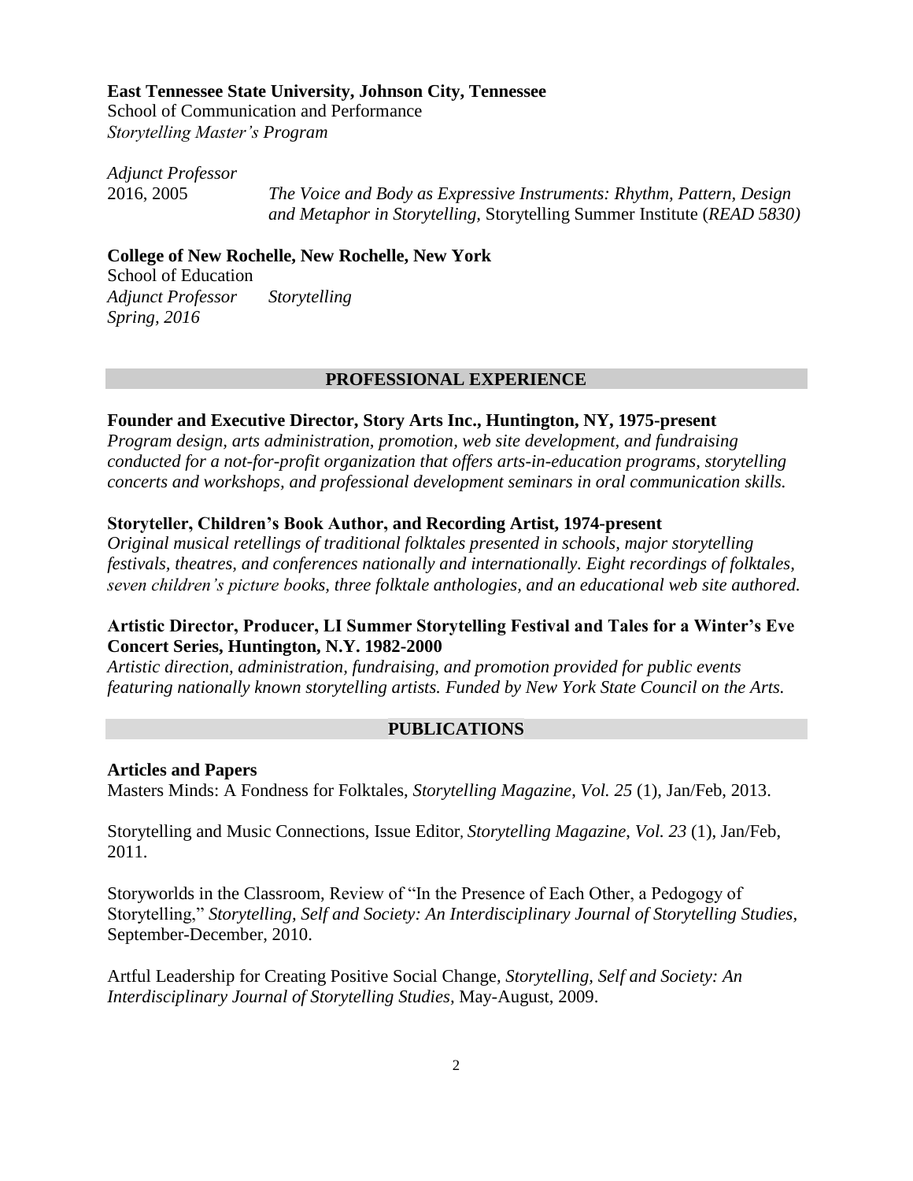**East Tennessee State University, Johnson City, Tennessee**
School of Communication and Performance
*Storytelling Master's Program*

*Adjunct Professor*
2016, 2005 — *The Voice and Body as Expressive Instruments: Rhythm, Pattern, Design and Metaphor in Storytelling,* Storytelling Summer Institute (*READ 5830)*

**College of New Rochelle, New Rochelle, New York**
School of Education
*Adjunct Professor* — *Storytelling*
*Spring, 2016*

## PROFESSIONAL EXPERIENCE

**Founder and Executive Director, Story Arts Inc., Huntington, NY, 1975-present**
*Program design, arts administration, promotion, web site development, and fundraising conducted for a not-for-profit organization that offers arts-in-education programs, storytelling concerts and workshops, and professional development seminars in oral communication skills.*

**Storyteller, Children's Book Author, and Recording Artist, 1974-present**
*Original musical retellings of traditional folktales presented in schools, major storytelling festivals, theatres, and conferences nationally and internationally. Eight recordings of folktales, seven children's picture books, three folktale anthologies, and an educational web site authored.*

**Artistic Director, Producer, LI Summer Storytelling Festival and Tales for a Winter's Eve Concert Series, Huntington, N.Y. 1982-2000**
*Artistic direction, administration, fundraising, and promotion provided for public events featuring nationally known storytelling artists. Funded by New York State Council on the Arts.*

## PUBLICATIONS

**Articles and Papers**

Masters Minds: A Fondness for Folktales, *Storytelling Magazine, Vol. 25* (1), Jan/Feb, 2013.

Storytelling and Music Connections, Issue Editor, *Storytelling Magazine, Vol. 23* (1), Jan/Feb, 2011.

Storyworlds in the Classroom, Review of "In the Presence of Each Other, a Pedogogy of Storytelling," *Storytelling, Self and Society: An Interdisciplinary Journal of Storytelling Studies,* September-December, 2010.

Artful Leadership for Creating Positive Social Change, *Storytelling, Self and Society: An Interdisciplinary Journal of Storytelling Studies*, May-August, 2009.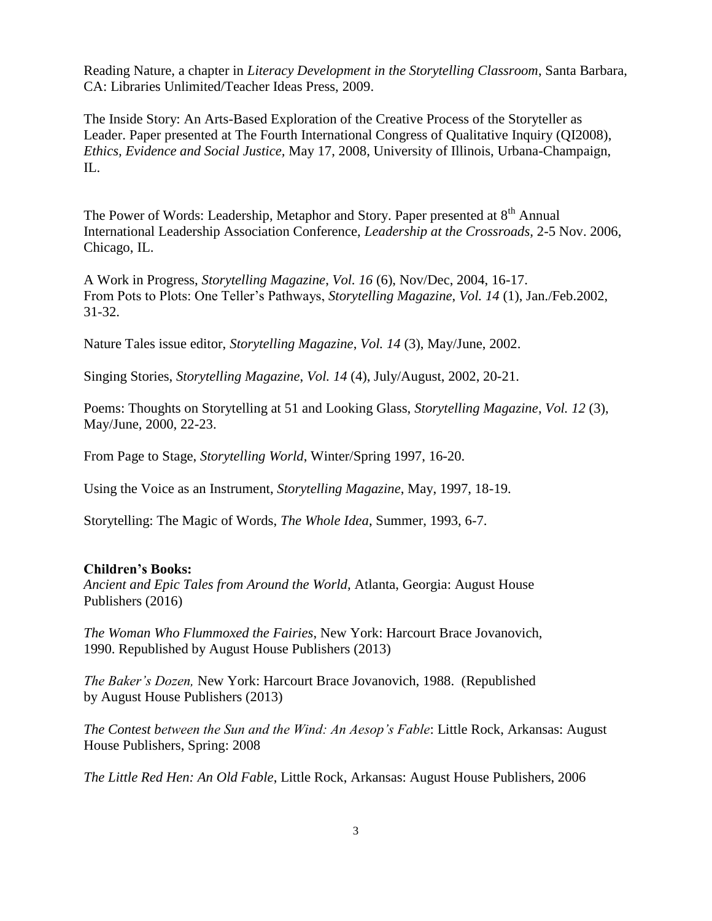Reading Nature, a chapter in *Literacy Development in the Storytelling Classroom*, Santa Barbara, CA: Libraries Unlimited/Teacher Ideas Press, 2009.

The Inside Story: An Arts-Based Exploration of the Creative Process of the Storyteller as Leader. Paper presented at The Fourth International Congress of Qualitative Inquiry (QI2008), *Ethics, Evidence and Social Justice,* May 17, 2008, University of Illinois, Urbana-Champaign, IL.

The Power of Words: Leadership, Metaphor and Story. Paper presented at 8th Annual International Leadership Association Conference, *Leadership at the Crossroads,* 2-5 Nov. 2006, Chicago, IL.

A Work in Progress, *Storytelling Magazine*, *Vol. 16* (6), Nov/Dec, 2004, 16-17.
From Pots to Plots: One Teller's Pathways, *Storytelling Magazine*, *Vol. 14* (1), Jan./Feb.2002, 31-32.

Nature Tales issue editor, *Storytelling Magazine*, *Vol. 14* (3), May/June, 2002.

Singing Stories, *Storytelling Magazine*, *Vol. 14* (4), July/August, 2002, 20-21.

Poems: Thoughts on Storytelling at 51 and Looking Glass, *Storytelling Magazine*, *Vol. 12* (3), May/June, 2000, 22-23.

From Page to Stage, *Storytelling World*, Winter/Spring 1997, 16-20.

Using the Voice as an Instrument, *Storytelling Magazine*, May, 1997, 18-19.

Storytelling: The Magic of Words, *The Whole Idea*, Summer, 1993, 6-7.

**Children's Books:**

*Ancient and Epic Tales from Around the World*, Atlanta, Georgia: August House Publishers (2016)

*The Woman Who Flummoxed the Fairies*, New York: Harcourt Brace Jovanovich, 1990. Republished by August House Publishers (2013)

*The Baker's Dozen,* New York: Harcourt Brace Jovanovich, 1988. (Republished by August House Publishers (2013)

*The Contest between the Sun and the Wind: An Aesop's Fable*: Little Rock, Arkansas: August House Publishers, Spring: 2008

*The Little Red Hen: An Old Fable*, Little Rock, Arkansas: August House Publishers, 2006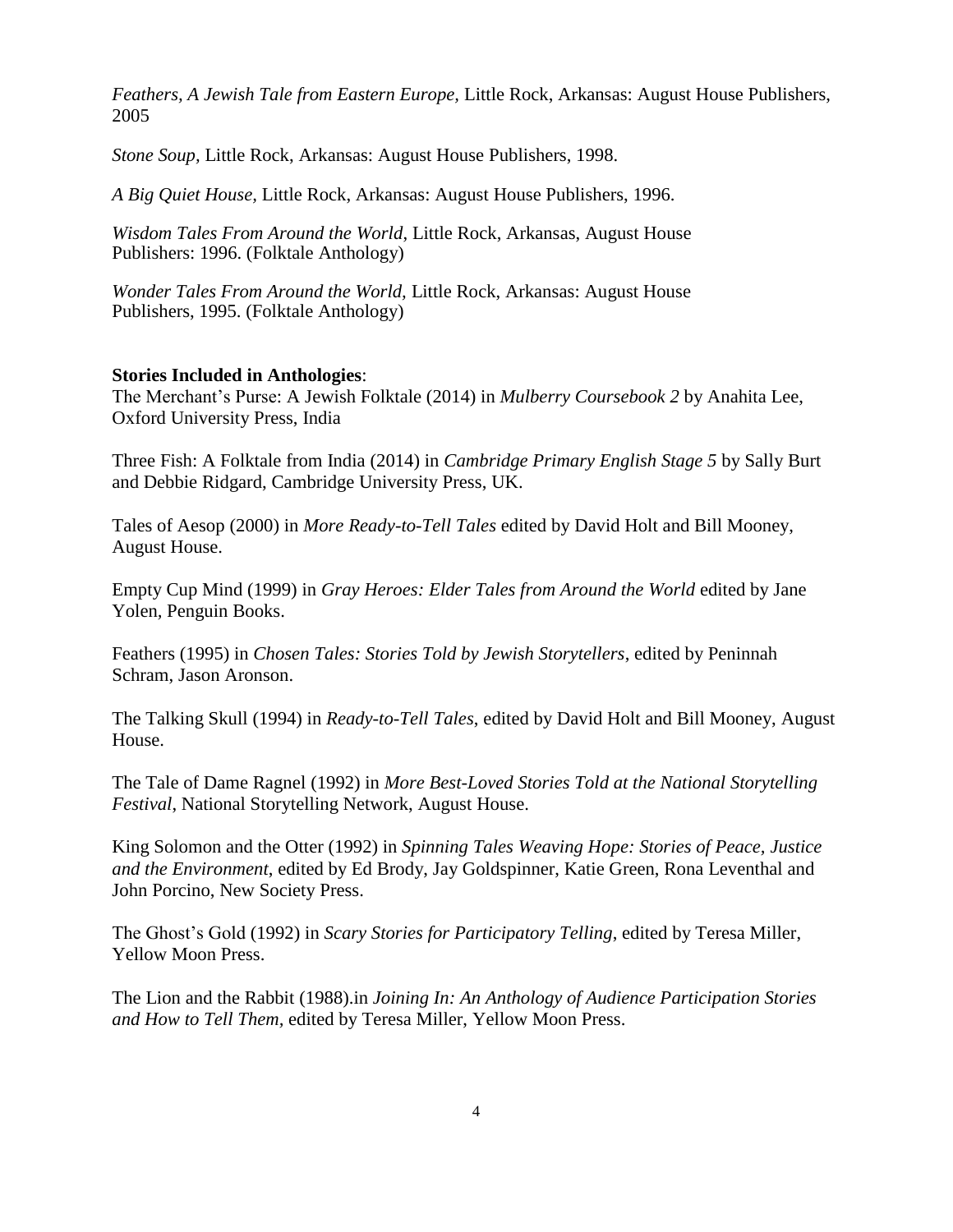*Feathers, A Jewish Tale from Eastern Europe,* Little Rock, Arkansas: August House Publishers, 2005

*Stone Soup,* Little Rock, Arkansas: August House Publishers, 1998.

*A Big Quiet House,* Little Rock, Arkansas: August House Publishers, 1996.

*Wisdom Tales From Around the World*, Little Rock, Arkansas, August House Publishers: 1996. (Folktale Anthology)

*Wonder Tales From Around the World,* Little Rock, Arkansas: August House Publishers, 1995. (Folktale Anthology)

**Stories Included in Anthologies**:

The Merchant's Purse: A Jewish Folktale (2014) in *Mulberry Coursebook 2* by Anahita Lee, Oxford University Press, India

Three Fish: A Folktale from India (2014) in *Cambridge Primary English Stage 5* by Sally Burt and Debbie Ridgard, Cambridge University Press, UK.

Tales of Aesop (2000) in *More Ready-to-Tell Tales* edited by David Holt and Bill Mooney, August House.

Empty Cup Mind (1999) in *Gray Heroes: Elder Tales from Around the World* edited by Jane Yolen, Penguin Books.

Feathers (1995) in *Chosen Tales: Stories Told by Jewish Storytellers*, edited by Peninnah Schram, Jason Aronson.

The Talking Skull (1994) in *Ready-to-Tell Tales*, edited by David Holt and Bill Mooney, August House.

The Tale of Dame Ragnel (1992) in *More Best-Loved Stories Told at the National Storytelling Festival*, National Storytelling Network, August House.

King Solomon and the Otter (1992) in *Spinning Tales Weaving Hope: Stories of Peace, Justice and the Environment*, edited by Ed Brody, Jay Goldspinner, Katie Green, Rona Leventhal and John Porcino, New Society Press.

The Ghost's Gold (1992) in *Scary Stories for Participatory Telling*, edited by Teresa Miller, Yellow Moon Press.

The Lion and the Rabbit (1988).in *Joining In: An Anthology of Audience Participation Stories and How to Tell Them*, edited by Teresa Miller, Yellow Moon Press.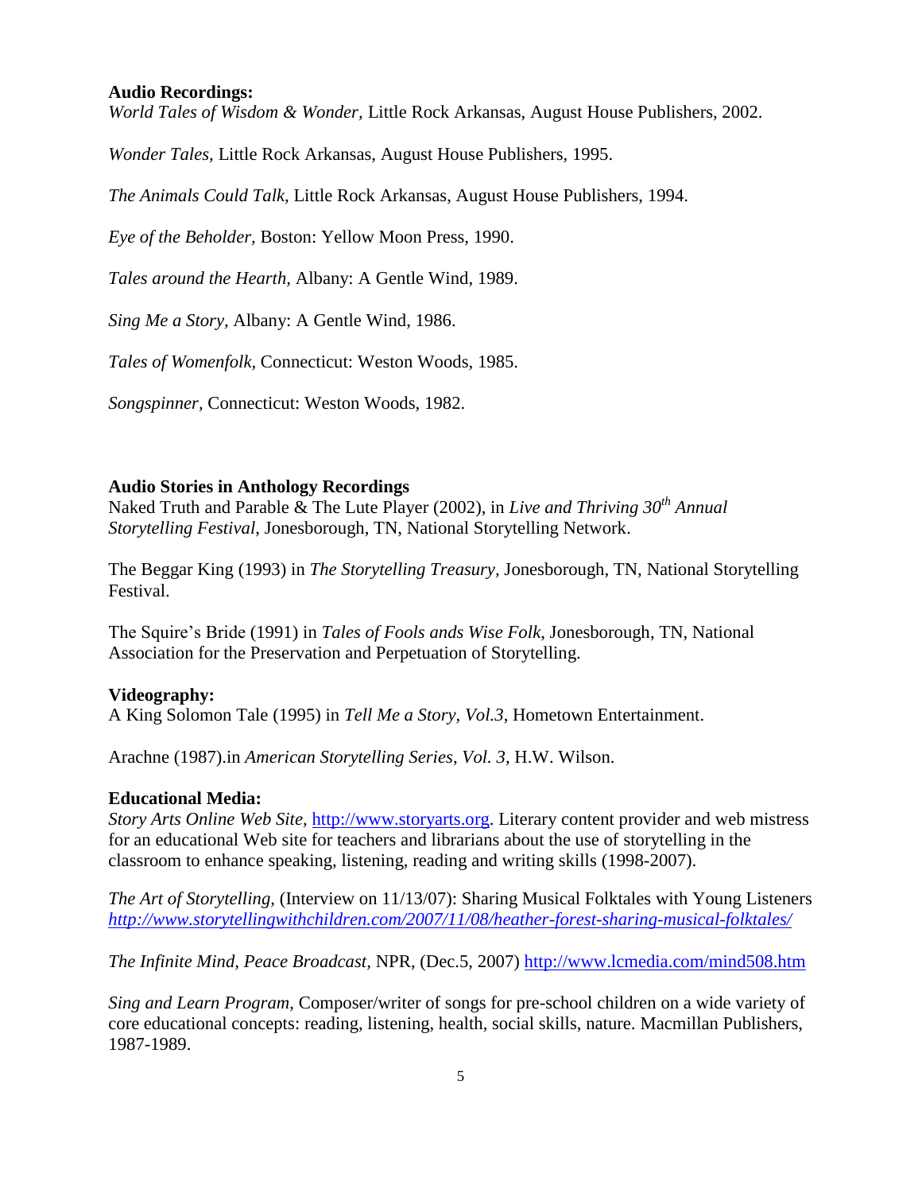**Audio Recordings:**

*World Tales of Wisdom & Wonder,* Little Rock Arkansas, August House Publishers, 2002.

*Wonder Tales,* Little Rock Arkansas, August House Publishers, 1995.

*The Animals Could Talk,* Little Rock Arkansas, August House Publishers, 1994.

*Eye of the Beholder,* Boston: Yellow Moon Press, 1990.

*Tales around the Hearth,* Albany: A Gentle Wind, 1989.

*Sing Me a Story,* Albany: A Gentle Wind, 1986.

*Tales of Womenfolk,* Connecticut: Weston Woods, 1985.

*Songspinner,* Connecticut: Weston Woods, 1982.

**Audio Stories in Anthology Recordings**

Naked Truth and Parable & The Lute Player (2002), in *Live and Thriving 30th Annual Storytelling Festival*, Jonesborough, TN, National Storytelling Network.

The Beggar King (1993) in *The Storytelling Treasury,* Jonesborough, TN, National Storytelling Festival.

The Squire's Bride (1991) in *Tales of Fools ands Wise Folk*, Jonesborough, TN, National Association for the Preservation and Perpetuation of Storytelling.

**Videography:**

A King Solomon Tale (1995) in *Tell Me a Story, Vol.3*, Hometown Entertainment.

Arachne (1987).in *American Storytelling Series*, *Vol. 3*, H.W. Wilson.

**Educational Media:**

*Story Arts Online Web Site,* http://www.storyarts.org. Literary content provider and web mistress for an educational Web site for teachers and librarians about the use of storytelling in the classroom to enhance speaking, listening, reading and writing skills (1998-2007).

*The Art of Storytelling,* (Interview on 11/13/07): Sharing Musical Folktales with Young Listeners *http://www.storytellingwithchildren.com/2007/11/08/heather-forest-sharing-musical-folktales/*

*The Infinite Mind, Peace Broadcast,* NPR, (Dec.5, 2007) http://www.lcmedia.com/mind508.htm

*Sing and Learn Program*, Composer/writer of songs for pre-school children on a wide variety of core educational concepts: reading, listening, health, social skills, nature. Macmillan Publishers, 1987-1989.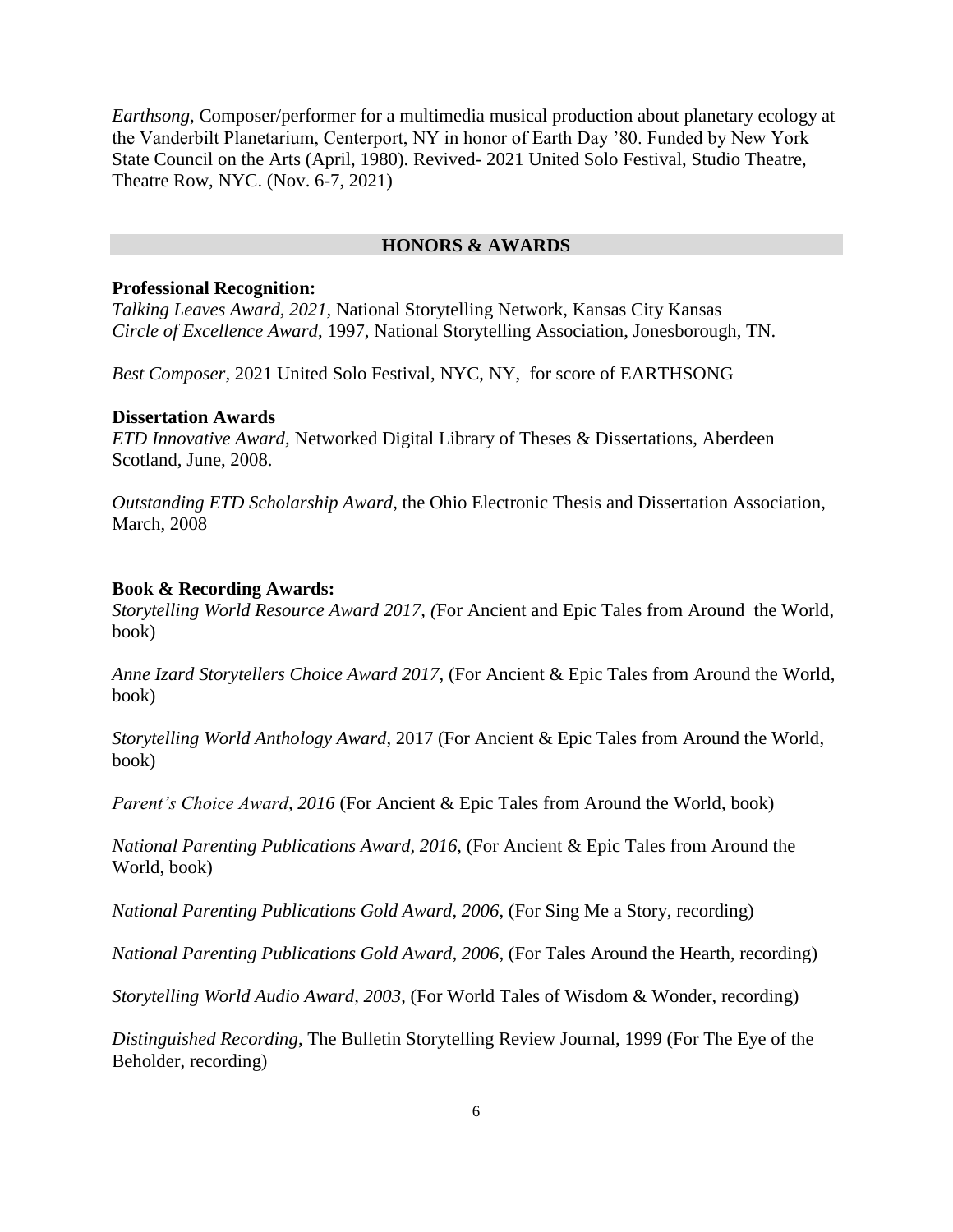*Earthsong*, Composer/performer for a multimedia musical production about planetary ecology at the Vanderbilt Planetarium, Centerport, NY in honor of Earth Day '80. Funded by New York State Council on the Arts (April, 1980). Revived- 2021 United Solo Festival, Studio Theatre, Theatre Row, NYC. (Nov. 6-7, 2021)

## HONORS & AWARDS

**Professional Recognition:**
*Talking Leaves Award, 2021,* National Storytelling Network, Kansas City Kansas
*Circle of Excellence Award*, 1997, National Storytelling Association, Jonesborough, TN.

*Best Composer*, 2021 United Solo Festival, NYC, NY, for score of EARTHSONG

**Dissertation Awards**
*ETD Innovative Award*, Networked Digital Library of Theses & Dissertations, Aberdeen Scotland, June, 2008.

*Outstanding ETD Scholarship Award,* the Ohio Electronic Thesis and Dissertation Association, March, 2008

**Book & Recording Awards:**
*Storytelling World Resource Award 2017, (*For Ancient and Epic Tales from Around the World, book)

*Anne Izard Storytellers Choice Award 2017,* (For Ancient & Epic Tales from Around the World, book)

*Storytelling World Anthology Award*, 2017 (For Ancient & Epic Tales from Around the World, book)

*Parent's Choice Award, 2016* (For Ancient & Epic Tales from Around the World, book)

*National Parenting Publications Award, 2016*, (For Ancient & Epic Tales from Around the World, book)

*National Parenting Publications Gold Award, 2006*, (For Sing Me a Story, recording)

*National Parenting Publications Gold Award, 2006*, (For Tales Around the Hearth, recording)

*Storytelling World Audio Award, 2003*, (For World Tales of Wisdom & Wonder, recording)

*Distinguished Recording*, The Bulletin Storytelling Review Journal, 1999 (For The Eye of the Beholder, recording)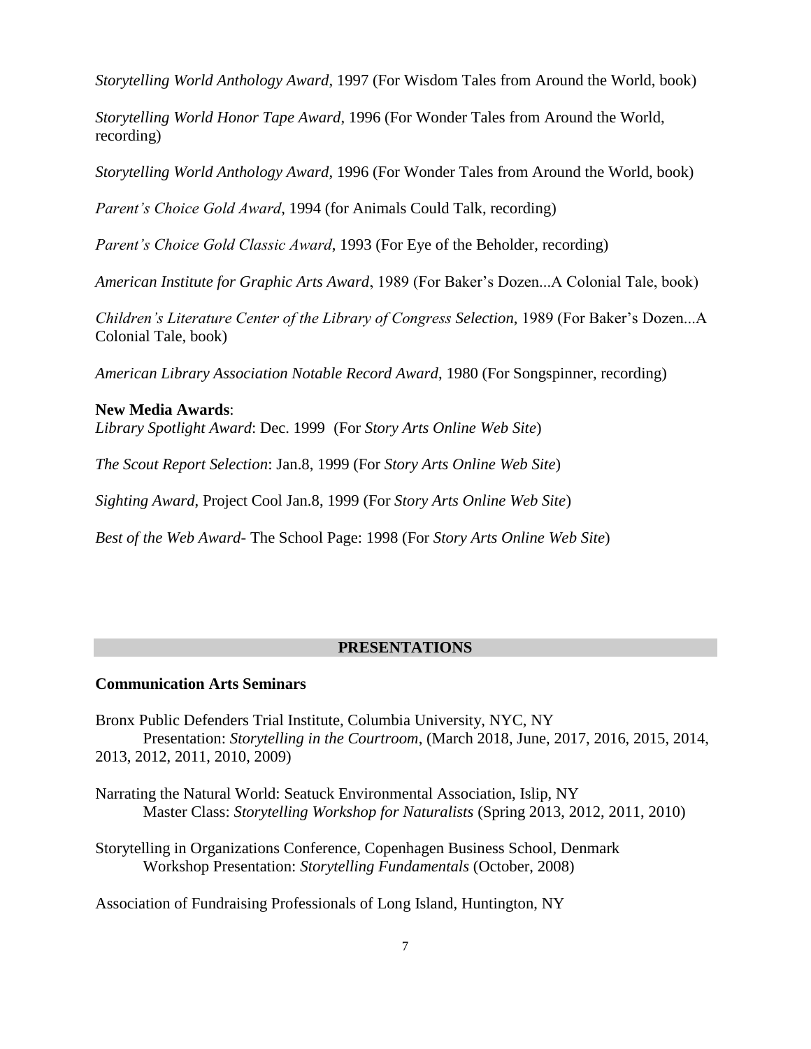*Storytelling World Anthology Award*, 1997 (For Wisdom Tales from Around the World, book)

*Storytelling World Honor Tape Award*, 1996 (For Wonder Tales from Around the World, recording)

*Storytelling World Anthology Award*, 1996 (For Wonder Tales from Around the World, book)

*Parent's Choice Gold Award*, 1994 (for Animals Could Talk, recording)

*Parent's Choice Gold Classic Award*, 1993 (For Eye of the Beholder, recording)

*American Institute for Graphic Arts Award*, 1989 (For Baker's Dozen...A Colonial Tale, book)

*Children's Literature Center of the Library of Congress Selection*, 1989 (For Baker's Dozen...A Colonial Tale, book)

*American Library Association Notable Record Award*, 1980 (For Songspinner, recording)

**New Media Awards**:
*Library Spotlight Award*: Dec. 1999 (For *Story Arts Online Web Site*)

*The Scout Report Selection*: Jan.8, 1999 (For *Story Arts Online Web Site*)

*Sighting Award*, Project Cool Jan.8, 1999 (For *Story Arts Online Web Site*)

*Best of the Web Award*- The School Page: 1998 (For *Story Arts Online Web Site*)

## PRESENTATIONS

### Communication Arts Seminars

Bronx Public Defenders Trial Institute, Columbia University, NYC, NY
Presentation: *Storytelling in the Courtroom*, (March 2018, June, 2017, 2016, 2015, 2014, 2013, 2012, 2011, 2010, 2009)

Narrating the Natural World: Seatuck Environmental Association, Islip, NY
Master Class: *Storytelling Workshop for Naturalists* (Spring 2013, 2012, 2011, 2010)

Storytelling in Organizations Conference, Copenhagen Business School, Denmark
Workshop Presentation: *Storytelling Fundamentals* (October, 2008)

Association of Fundraising Professionals of Long Island, Huntington, NY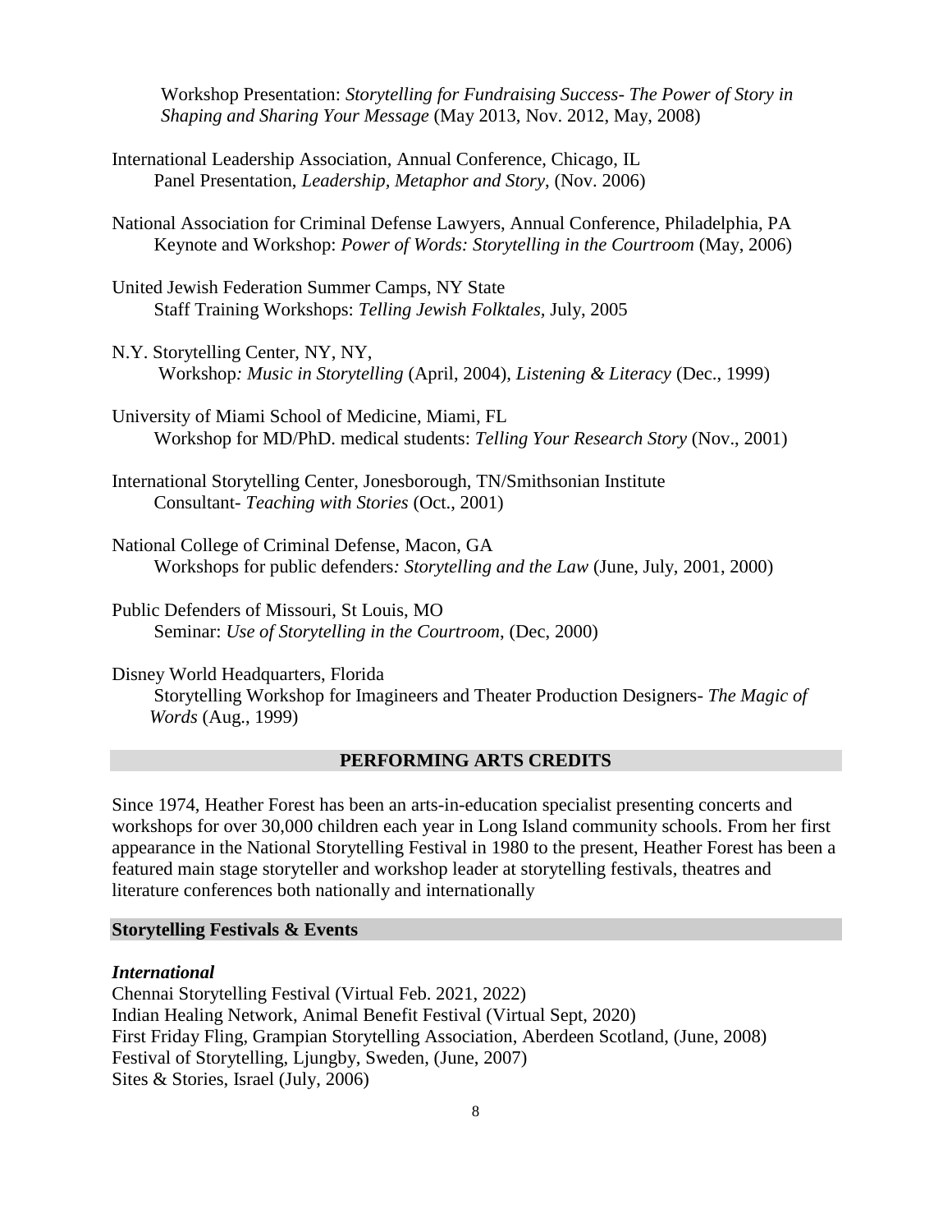Workshop Presentation: *Storytelling for Fundraising Success- The Power of Story in Shaping and Sharing Your Message* (May 2013, Nov. 2012, May, 2008)

International Leadership Association, Annual Conference, Chicago, IL
Panel Presentation, *Leadership, Metaphor and Story*, (Nov. 2006)

National Association for Criminal Defense Lawyers, Annual Conference, Philadelphia, PA
Keynote and Workshop: *Power of Words: Storytelling in the Courtroom* (May, 2006)

United Jewish Federation Summer Camps, NY State
Staff Training Workshops: *Telling Jewish Folktales*, July, 2005

N.Y. Storytelling Center, NY, NY,
Workshop*: Music in Storytelling* (April, 2004), *Listening & Literacy* (Dec., 1999)

University of Miami School of Medicine, Miami, FL
Workshop for MD/PhD. medical students: *Telling Your Research Story* (Nov., 2001)

International Storytelling Center, Jonesborough, TN/Smithsonian Institute
Consultant- *Teaching with Stories* (Oct., 2001)

National College of Criminal Defense, Macon, GA
Workshops for public defenders*: Storytelling and the Law* (June, July, 2001, 2000)

Public Defenders of Missouri, St Louis, MO
Seminar: *Use of Storytelling in the Courtroom*, (Dec, 2000)

Disney World Headquarters, Florida
Storytelling Workshop for Imagineers and Theater Production Designers- *The Magic of Words* (Aug., 1999)

## PERFORMING ARTS CREDITS

Since 1974, Heather Forest has been an arts-in-education specialist presenting concerts and workshops for over 30,000 children each year in Long Island community schools. From her first appearance in the National Storytelling Festival in 1980 to the present, Heather Forest has been a featured main stage storyteller and workshop leader at storytelling festivals, theatres and literature conferences both nationally and internationally

### Storytelling Festivals & Events

***International***

Chennai Storytelling Festival (Virtual Feb. 2021, 2022)
Indian Healing Network, Animal Benefit Festival (Virtual Sept, 2020)
First Friday Fling, Grampian Storytelling Association, Aberdeen Scotland, (June, 2008)
Festival of Storytelling, Ljungby, Sweden, (June, 2007)
Sites & Stories, Israel (July, 2006)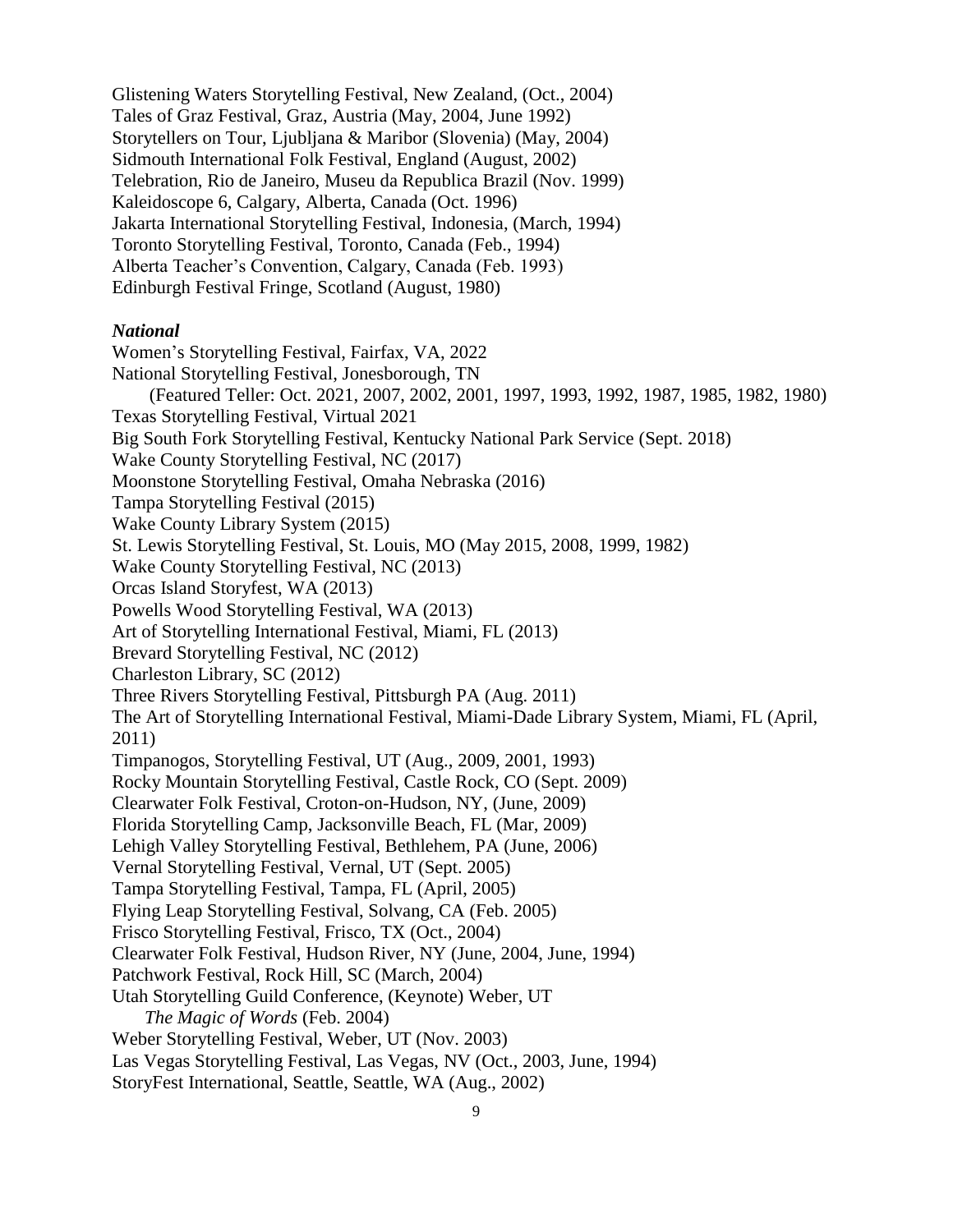Glistening Waters Storytelling Festival, New Zealand, (Oct., 2004)
Tales of Graz Festival, Graz, Austria (May, 2004, June 1992)
Storytellers on Tour, Ljubljana & Maribor (Slovenia) (May, 2004)
Sidmouth International Folk Festival, England (August, 2002)
Telebration, Rio de Janeiro, Museu da Republica Brazil (Nov. 1999)
Kaleidoscope 6, Calgary, Alberta, Canada (Oct. 1996)
Jakarta International Storytelling Festival, Indonesia, (March, 1994)
Toronto Storytelling Festival, Toronto, Canada (Feb., 1994)
Alberta Teacher's Convention, Calgary, Canada (Feb. 1993)
Edinburgh Festival Fringe, Scotland (August, 1980)

***National***

Women's Storytelling Festival, Fairfax, VA, 2022
National Storytelling Festival, Jonesborough, TN
(Featured Teller: Oct. 2021, 2007, 2002, 2001, 1997, 1993, 1992, 1987, 1985, 1982, 1980)
Texas Storytelling Festival, Virtual 2021
Big South Fork Storytelling Festival, Kentucky National Park Service (Sept. 2018)
Wake County Storytelling Festival, NC (2017)
Moonstone Storytelling Festival, Omaha Nebraska (2016)
Tampa Storytelling Festival (2015)
Wake County Library System (2015)
St. Lewis Storytelling Festival, St. Louis, MO (May 2015, 2008, 1999, 1982)
Wake County Storytelling Festival, NC (2013)
Orcas Island Storyfest, WA (2013)
Powells Wood Storytelling Festival, WA (2013)
Art of Storytelling International Festival, Miami, FL (2013)
Brevard Storytelling Festival, NC (2012)
Charleston Library, SC (2012)
Three Rivers Storytelling Festival, Pittsburgh PA (Aug. 2011)
The Art of Storytelling International Festival, Miami-Dade Library System, Miami, FL (April, 2011)
Timpanogos, Storytelling Festival, UT (Aug., 2009, 2001, 1993)
Rocky Mountain Storytelling Festival, Castle Rock, CO (Sept. 2009)
Clearwater Folk Festival, Croton-on-Hudson, NY, (June, 2009)
Florida Storytelling Camp, Jacksonville Beach, FL (Mar, 2009)
Lehigh Valley Storytelling Festival, Bethlehem, PA (June, 2006)
Vernal Storytelling Festival, Vernal, UT (Sept. 2005)
Tampa Storytelling Festival, Tampa, FL (April, 2005)
Flying Leap Storytelling Festival, Solvang, CA (Feb. 2005)
Frisco Storytelling Festival, Frisco, TX (Oct., 2004)
Clearwater Folk Festival, Hudson River, NY (June, 2004, June, 1994)
Patchwork Festival, Rock Hill, SC (March, 2004)
Utah Storytelling Guild Conference, (Keynote) Weber, UT
*The Magic of Words* (Feb. 2004)
Weber Storytelling Festival, Weber, UT (Nov. 2003)
Las Vegas Storytelling Festival, Las Vegas, NV (Oct., 2003, June, 1994)
StoryFest International, Seattle, Seattle, WA (Aug., 2002)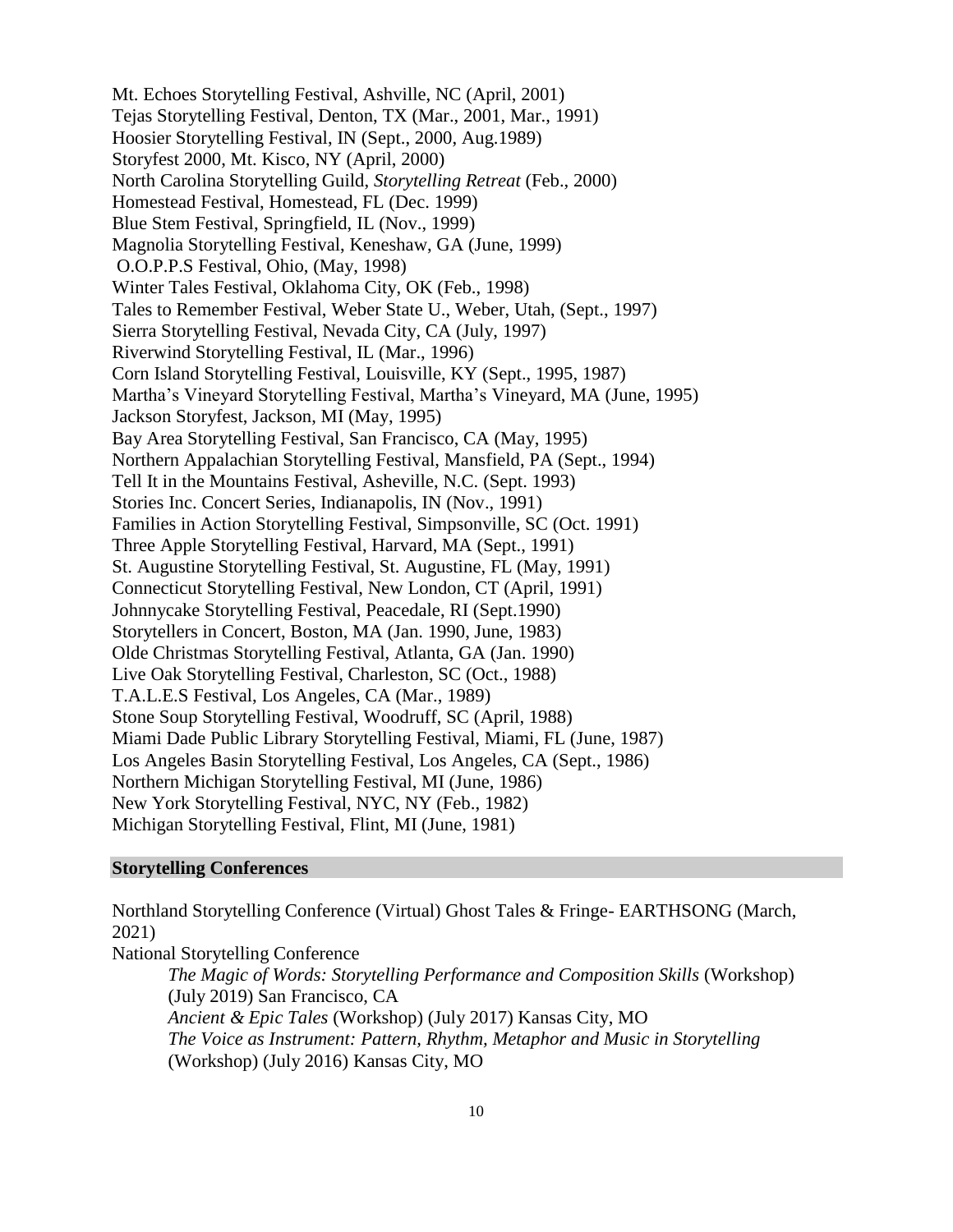Mt. Echoes Storytelling Festival, Ashville, NC (April, 2001)
Tejas Storytelling Festival, Denton, TX (Mar., 2001, Mar., 1991)
Hoosier Storytelling Festival, IN (Sept., 2000, Aug.1989)
Storyfest 2000, Mt. Kisco, NY (April, 2000)
North Carolina Storytelling Guild, *Storytelling Retreat* (Feb., 2000)
Homestead Festival, Homestead, FL (Dec. 1999)
Blue Stem Festival, Springfield, IL (Nov., 1999)
Magnolia Storytelling Festival, Keneshaw, GA (June, 1999)
O.O.P.P.S Festival, Ohio, (May, 1998)
Winter Tales Festival, Oklahoma City, OK (Feb., 1998)
Tales to Remember Festival, Weber State U., Weber, Utah, (Sept., 1997)
Sierra Storytelling Festival, Nevada City, CA (July, 1997)
Riverwind Storytelling Festival, IL (Mar., 1996)
Corn Island Storytelling Festival, Louisville, KY (Sept., 1995, 1987)
Martha's Vineyard Storytelling Festival, Martha's Vineyard, MA (June, 1995)
Jackson Storyfest, Jackson, MI (May, 1995)
Bay Area Storytelling Festival, San Francisco, CA (May, 1995)
Northern Appalachian Storytelling Festival, Mansfield, PA (Sept., 1994)
Tell It in the Mountains Festival, Asheville, N.C. (Sept. 1993)
Stories Inc. Concert Series, Indianapolis, IN (Nov., 1991)
Families in Action Storytelling Festival, Simpsonville, SC (Oct. 1991)
Three Apple Storytelling Festival, Harvard, MA (Sept., 1991)
St. Augustine Storytelling Festival, St. Augustine, FL (May, 1991)
Connecticut Storytelling Festival, New London, CT (April, 1991)
Johnnycake Storytelling Festival, Peacedale, RI (Sept.1990)
Storytellers in Concert, Boston, MA (Jan. 1990, June, 1983)
Olde Christmas Storytelling Festival, Atlanta, GA (Jan. 1990)
Live Oak Storytelling Festival, Charleston, SC (Oct., 1988)
T.A.L.E.S Festival, Los Angeles, CA (Mar., 1989)
Stone Soup Storytelling Festival, Woodruff, SC (April, 1988)
Miami Dade Public Library Storytelling Festival, Miami, FL (June, 1987)
Los Angeles Basin Storytelling Festival, Los Angeles, CA (Sept., 1986)
Northern Michigan Storytelling Festival, MI (June, 1986)
New York Storytelling Festival, NYC, NY (Feb., 1982)
Michigan Storytelling Festival, Flint, MI (June, 1981)

## Storytelling Conferences

Northland Storytelling Conference (Virtual) Ghost Tales & Fringe- EARTHSONG (March, 2021)

National Storytelling Conference

*The Magic of Words: Storytelling Performance and Composition Skills* (Workshop) (July 2019) San Francisco, CA
*Ancient & Epic Tales* (Workshop) (July 2017) Kansas City, MO
*The Voice as Instrument: Pattern, Rhythm, Metaphor and Music in Storytelling* (Workshop) (July 2016) Kansas City, MO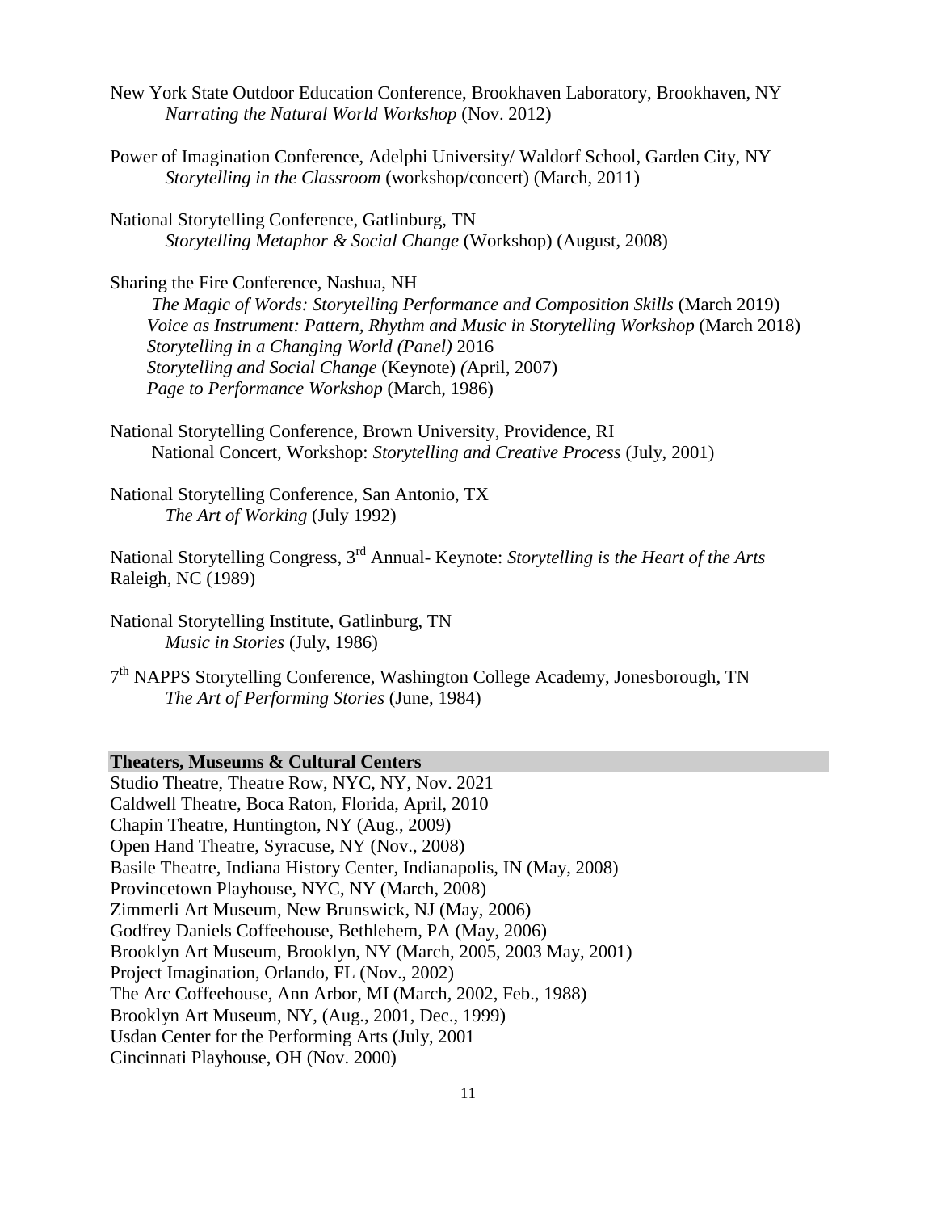New York State Outdoor Education Conference, Brookhaven Laboratory, Brookhaven, NY
*Narrating the Natural World Workshop* (Nov. 2012)

Power of Imagination Conference, Adelphi University/ Waldorf School, Garden City, NY
*Storytelling in the Classroom* (workshop/concert) (March, 2011)

National Storytelling Conference, Gatlinburg, TN
*Storytelling Metaphor & Social Change* (Workshop) (August, 2008)

Sharing the Fire Conference, Nashua, NH
*The Magic of Words: Storytelling Performance and Composition Skills* (March 2019)
*Voice as Instrument: Pattern, Rhythm and Music in Storytelling Workshop* (March 2018)
*Storytelling in a Changing World (Panel)* 2016
*Storytelling and Social Change* (Keynote) *(*April, 2007)
*Page to Performance Workshop* (March, 1986)

National Storytelling Conference, Brown University, Providence, RI
National Concert, Workshop: *Storytelling and Creative Process* (July, 2001)

National Storytelling Conference, San Antonio, TX
*The Art of Working* (July 1992)

National Storytelling Congress, 3rd Annual- Keynote: *Storytelling is the Heart of the Arts*
Raleigh, NC (1989)

National Storytelling Institute, Gatlinburg, TN
*Music in Stories* (July, 1986)

7th NAPPS Storytelling Conference, Washington College Academy, Jonesborough, TN
*The Art of Performing Stories* (June, 1984)

**Theaters, Museums & Cultural Centers**

Studio Theatre, Theatre Row, NYC, NY, Nov. 2021
Caldwell Theatre, Boca Raton, Florida, April, 2010
Chapin Theatre, Huntington, NY (Aug., 2009)
Open Hand Theatre, Syracuse, NY (Nov., 2008)
Basile Theatre, Indiana History Center, Indianapolis, IN (May, 2008)
Provincetown Playhouse, NYC, NY (March, 2008)
Zimmerli Art Museum, New Brunswick, NJ (May, 2006)
Godfrey Daniels Coffeehouse, Bethlehem, PA (May, 2006)
Brooklyn Art Museum, Brooklyn, NY (March, 2005, 2003 May, 2001)
Project Imagination, Orlando, FL (Nov., 2002)
The Arc Coffeehouse, Ann Arbor, MI (March, 2002, Feb., 1988)
Brooklyn Art Museum, NY, (Aug., 2001, Dec., 1999)
Usdan Center for the Performing Arts (July, 2001
Cincinnati Playhouse, OH (Nov. 2000)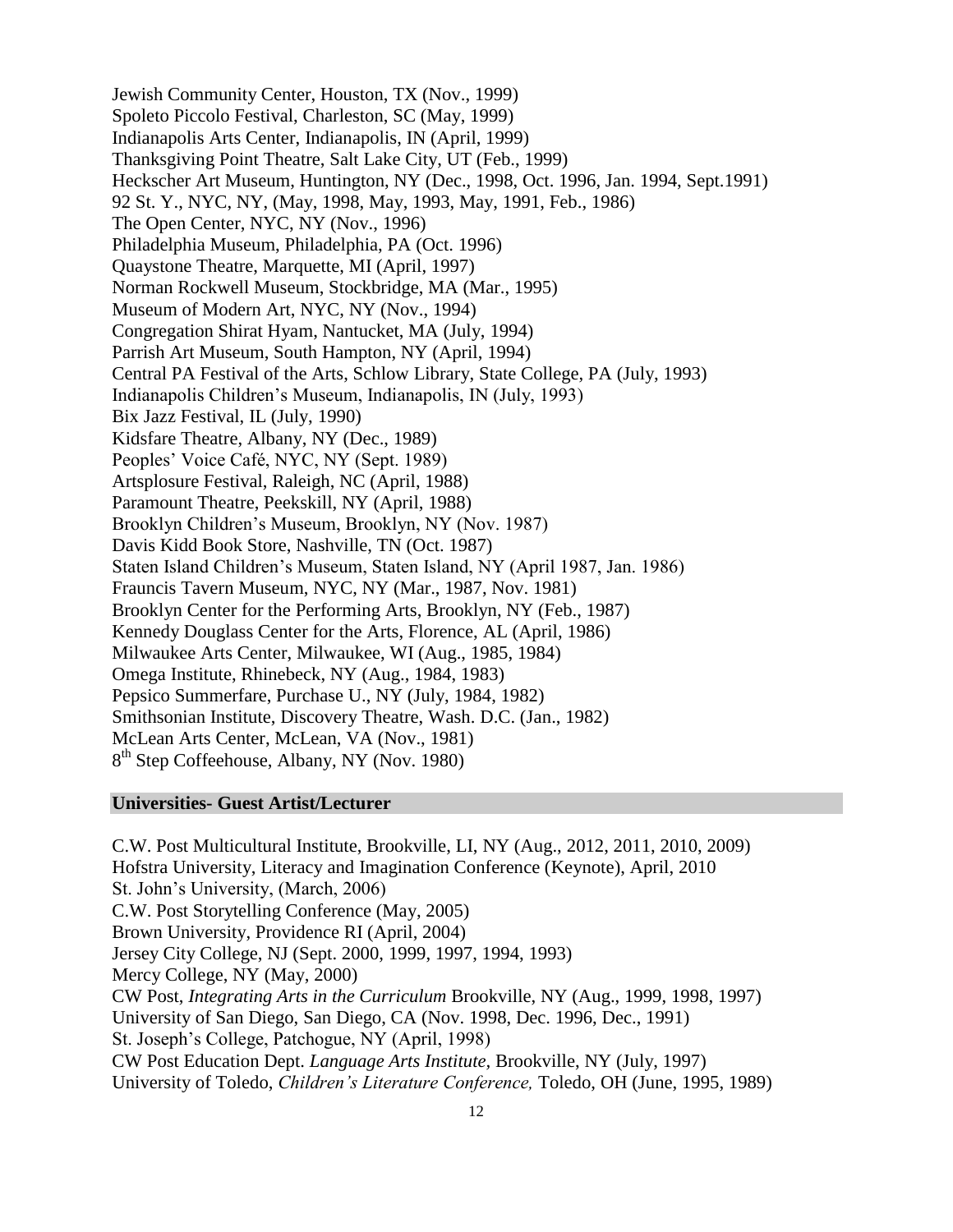Jewish Community Center, Houston, TX (Nov., 1999)
Spoleto Piccolo Festival, Charleston, SC (May, 1999)
Indianapolis Arts Center, Indianapolis, IN (April, 1999)
Thanksgiving Point Theatre, Salt Lake City, UT (Feb., 1999)
Heckscher Art Museum, Huntington, NY (Dec., 1998, Oct. 1996, Jan. 1994, Sept.1991)
92 St. Y., NYC, NY, (May, 1998, May, 1993, May, 1991, Feb., 1986)
The Open Center, NYC, NY (Nov., 1996)
Philadelphia Museum, Philadelphia, PA (Oct. 1996)
Quaystone Theatre, Marquette, MI (April, 1997)
Norman Rockwell Museum, Stockbridge, MA (Mar., 1995)
Museum of Modern Art, NYC, NY (Nov., 1994)
Congregation Shirat Hyam, Nantucket, MA (July, 1994)
Parrish Art Museum, South Hampton, NY (April, 1994)
Central PA Festival of the Arts, Schlow Library, State College, PA (July, 1993)
Indianapolis Children's Museum, Indianapolis, IN (July, 1993)
Bix Jazz Festival, IL (July, 1990)
Kidsfare Theatre, Albany, NY (Dec., 1989)
Peoples' Voice Café, NYC, NY (Sept. 1989)
Artsplosure Festival, Raleigh, NC (April, 1988)
Paramount Theatre, Peekskill, NY (April, 1988)
Brooklyn Children's Museum, Brooklyn, NY (Nov. 1987)
Davis Kidd Book Store, Nashville, TN (Oct. 1987)
Staten Island Children's Museum, Staten Island, NY (April 1987, Jan. 1986)
Frauncis Tavern Museum, NYC, NY (Mar., 1987, Nov. 1981)
Brooklyn Center for the Performing Arts, Brooklyn, NY (Feb., 1987)
Kennedy Douglass Center for the Arts, Florence, AL (April, 1986)
Milwaukee Arts Center, Milwaukee, WI (Aug., 1985, 1984)
Omega Institute, Rhinebeck, NY (Aug., 1984, 1983)
Pepsico Summerfare, Purchase U., NY (July, 1984, 1982)
Smithsonian Institute, Discovery Theatre, Wash. D.C. (Jan., 1982)
McLean Arts Center, McLean, VA (Nov., 1981)
8th Step Coffeehouse, Albany, NY (Nov. 1980)

## Universities- Guest Artist/Lecturer

C.W. Post Multicultural Institute, Brookville, LI, NY (Aug., 2012, 2011, 2010, 2009)
Hofstra University, Literacy and Imagination Conference (Keynote), April, 2010
St. John's University, (March, 2006)
C.W. Post Storytelling Conference (May, 2005)
Brown University, Providence RI (April, 2004)
Jersey City College, NJ (Sept. 2000, 1999, 1997, 1994, 1993)
Mercy College, NY (May, 2000)
CW Post, *Integrating Arts in the Curriculum* Brookville, NY (Aug., 1999, 1998, 1997)
University of San Diego, San Diego, CA (Nov. 1998, Dec. 1996, Dec., 1991)
St. Joseph's College, Patchogue, NY (April, 1998)
CW Post Education Dept. *Language Arts Institute*, Brookville, NY (July, 1997)
University of Toledo, *Children's Literature Conference,* Toledo, OH (June, 1995, 1989)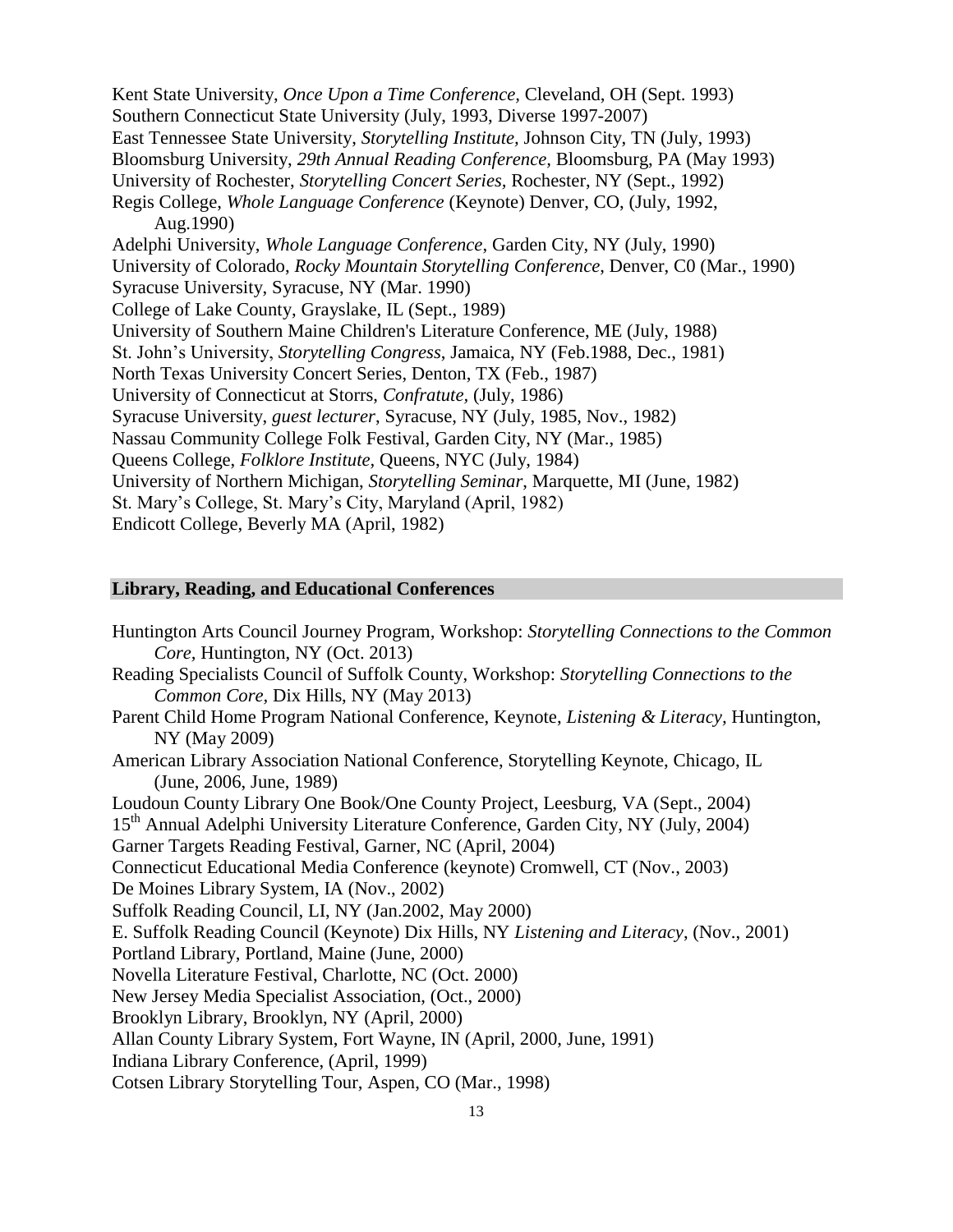Kent State University, *Once Upon a Time Conference,* Cleveland, OH (Sept. 1993)
Southern Connecticut State University (July, 1993, Diverse 1997-2007)
East Tennessee State University, *Storytelling Institute,* Johnson City, TN (July, 1993)
Bloomsburg University, *29th Annual Reading Conference,* Bloomsburg, PA (May 1993)
University of Rochester, *Storytelling Concert Series,* Rochester, NY (Sept., 1992)
Regis College, *Whole Language Conference* (Keynote) Denver, CO, (July, 1992, Aug.1990)
Adelphi University, *Whole Language Conference*, Garden City, NY (July, 1990)
University of Colorado, *Rocky Mountain Storytelling Conference*, Denver, C0 (Mar., 1990)
Syracuse University, Syracuse, NY (Mar. 1990)
College of Lake County, Grayslake, IL (Sept., 1989)
University of Southern Maine Children's Literature Conference, ME (July, 1988)
St. John's University, *Storytelling Congress*, Jamaica, NY (Feb.1988, Dec., 1981)
North Texas University Concert Series, Denton, TX (Feb., 1987)
University of Connecticut at Storrs, *Confratute*, (July, 1986)
Syracuse University, *guest lecturer*, Syracuse, NY (July, 1985, Nov., 1982)
Nassau Community College Folk Festival, Garden City, NY (Mar., 1985)
Queens College, *Folklore Institute*, Queens, NYC (July, 1984)
University of Northern Michigan, *Storytelling Seminar*, Marquette, MI (June, 1982)
St. Mary's College, St. Mary's City, Maryland (April, 1982)
Endicott College, Beverly MA (April, 1982)

## Library, Reading, and Educational Conferences

Huntington Arts Council Journey Program, Workshop: *Storytelling Connections to the Common Core*, Huntington, NY (Oct. 2013)
Reading Specialists Council of Suffolk County, Workshop: *Storytelling Connections to the Common Core*, Dix Hills, NY (May 2013)
Parent Child Home Program National Conference, Keynote, *Listening & Literacy*, Huntington, NY (May 2009)
American Library Association National Conference, Storytelling Keynote, Chicago, IL (June, 2006, June, 1989)
Loudoun County Library One Book/One County Project, Leesburg, VA (Sept., 2004)
15th Annual Adelphi University Literature Conference, Garden City, NY (July, 2004)
Garner Targets Reading Festival, Garner, NC (April, 2004)
Connecticut Educational Media Conference (keynote) Cromwell, CT (Nov., 2003)
De Moines Library System, IA (Nov., 2002)
Suffolk Reading Council, LI, NY (Jan.2002, May 2000)
E. Suffolk Reading Council (Keynote) Dix Hills, NY *Listening and Literacy*, (Nov., 2001)
Portland Library, Portland, Maine (June, 2000)
Novella Literature Festival, Charlotte, NC (Oct. 2000)
New Jersey Media Specialist Association, (Oct., 2000)
Brooklyn Library, Brooklyn, NY (April, 2000)
Allan County Library System, Fort Wayne, IN (April, 2000, June, 1991)
Indiana Library Conference, (April, 1999)
Cotsen Library Storytelling Tour, Aspen, CO (Mar., 1998)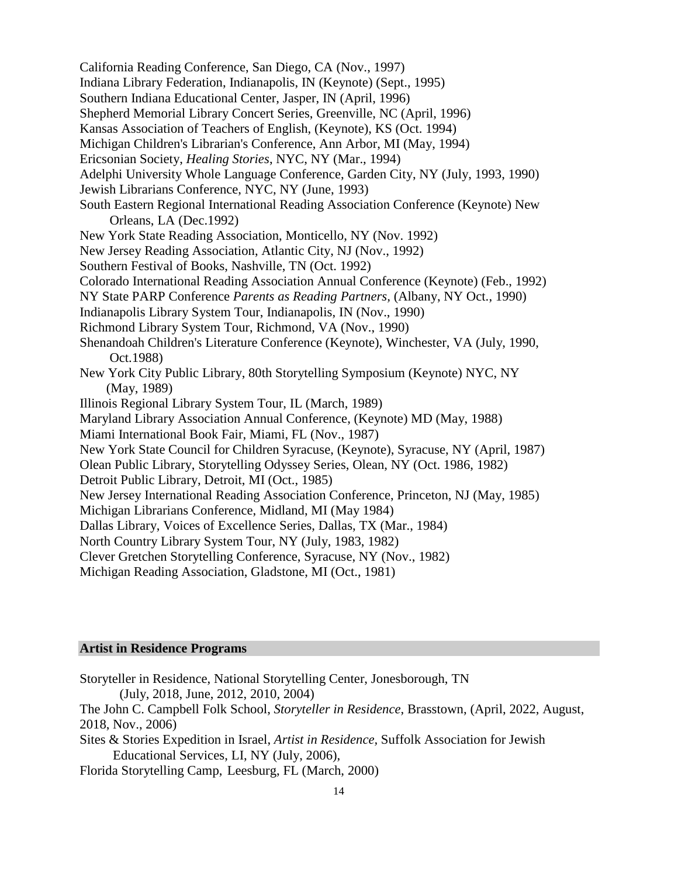California Reading Conference, San Diego, CA (Nov., 1997)
Indiana Library Federation, Indianapolis, IN (Keynote) (Sept., 1995)
Southern Indiana Educational Center, Jasper, IN (April, 1996)
Shepherd Memorial Library Concert Series, Greenville, NC (April, 1996)
Kansas Association of Teachers of English, (Keynote), KS (Oct. 1994)
Michigan Children's Librarian's Conference, Ann Arbor, MI (May, 1994)
Ericsonian Society, *Healing Stories*, NYC, NY (Mar., 1994)
Adelphi University Whole Language Conference, Garden City, NY (July, 1993, 1990)
Jewish Librarians Conference, NYC, NY (June, 1993)
South Eastern Regional International Reading Association Conference (Keynote) New Orleans, LA (Dec.1992)
New York State Reading Association, Monticello, NY (Nov. 1992)
New Jersey Reading Association, Atlantic City, NJ (Nov., 1992)
Southern Festival of Books, Nashville, TN (Oct. 1992)
Colorado International Reading Association Annual Conference (Keynote) (Feb., 1992)
NY State PARP Conference *Parents as Reading Partners*, (Albany, NY Oct., 1990)
Indianapolis Library System Tour, Indianapolis, IN (Nov., 1990)
Richmond Library System Tour, Richmond, VA (Nov., 1990)
Shenandoah Children's Literature Conference (Keynote), Winchester, VA (July, 1990, Oct.1988)
New York City Public Library, 80th Storytelling Symposium (Keynote) NYC, NY (May, 1989)
Illinois Regional Library System Tour, IL (March, 1989)
Maryland Library Association Annual Conference, (Keynote) MD (May, 1988)
Miami International Book Fair, Miami, FL (Nov., 1987)
New York State Council for Children Syracuse, (Keynote), Syracuse, NY (April, 1987)
Olean Public Library, Storytelling Odyssey Series, Olean, NY (Oct. 1986, 1982)
Detroit Public Library, Detroit, MI (Oct., 1985)
New Jersey International Reading Association Conference, Princeton, NJ (May, 1985)
Michigan Librarians Conference, Midland, MI (May 1984)
Dallas Library, Voices of Excellence Series, Dallas, TX (Mar., 1984)
North Country Library System Tour, NY (July, 1983, 1982)
Clever Gretchen Storytelling Conference, Syracuse, NY (Nov., 1982)
Michigan Reading Association, Gladstone, MI (Oct., 1981)

## Artist in Residence Programs

Storyteller in Residence, National Storytelling Center, Jonesborough, TN (July, 2018, June, 2012, 2010, 2004)
The John C. Campbell Folk School, *Storyteller in Residence*, Brasstown, (April, 2022, August, 2018, Nov., 2006)
Sites & Stories Expedition in Israel, *Artist in Residence*, Suffolk Association for Jewish Educational Services, LI, NY (July, 2006),
Florida Storytelling Camp, Leesburg, FL (March, 2000)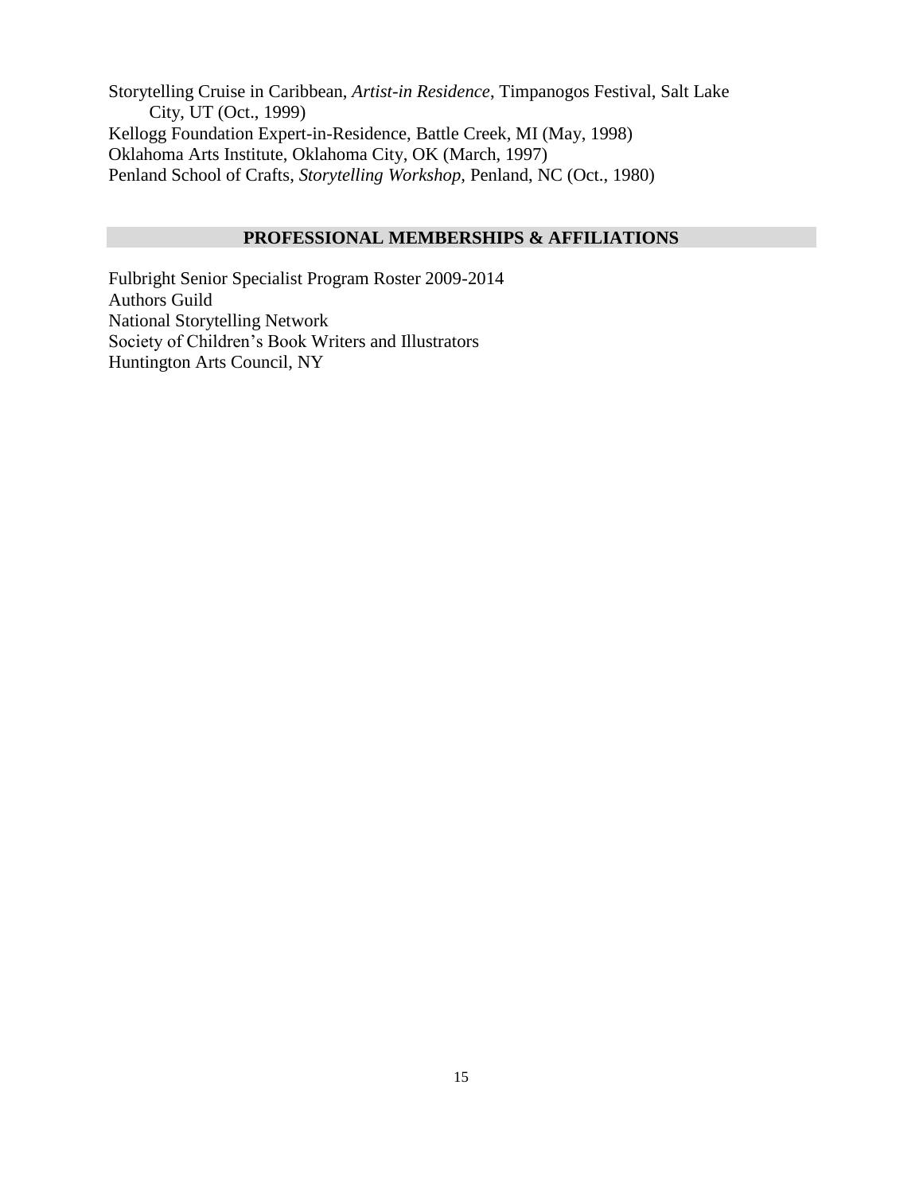Storytelling Cruise in Caribbean, *Artist-in Residence*, Timpanogos Festival, Salt Lake City, UT (Oct., 1999)
Kellogg Foundation Expert-in-Residence, Battle Creek, MI (May, 1998)
Oklahoma Arts Institute, Oklahoma City, OK (March, 1997)
Penland School of Crafts, *Storytelling Workshop*, Penland, NC (Oct., 1980)

## PROFESSIONAL MEMBERSHIPS & AFFILIATIONS

Fulbright Senior Specialist Program Roster 2009-2014
Authors Guild
National Storytelling Network
Society of Children's Book Writers and Illustrators
Huntington Arts Council, NY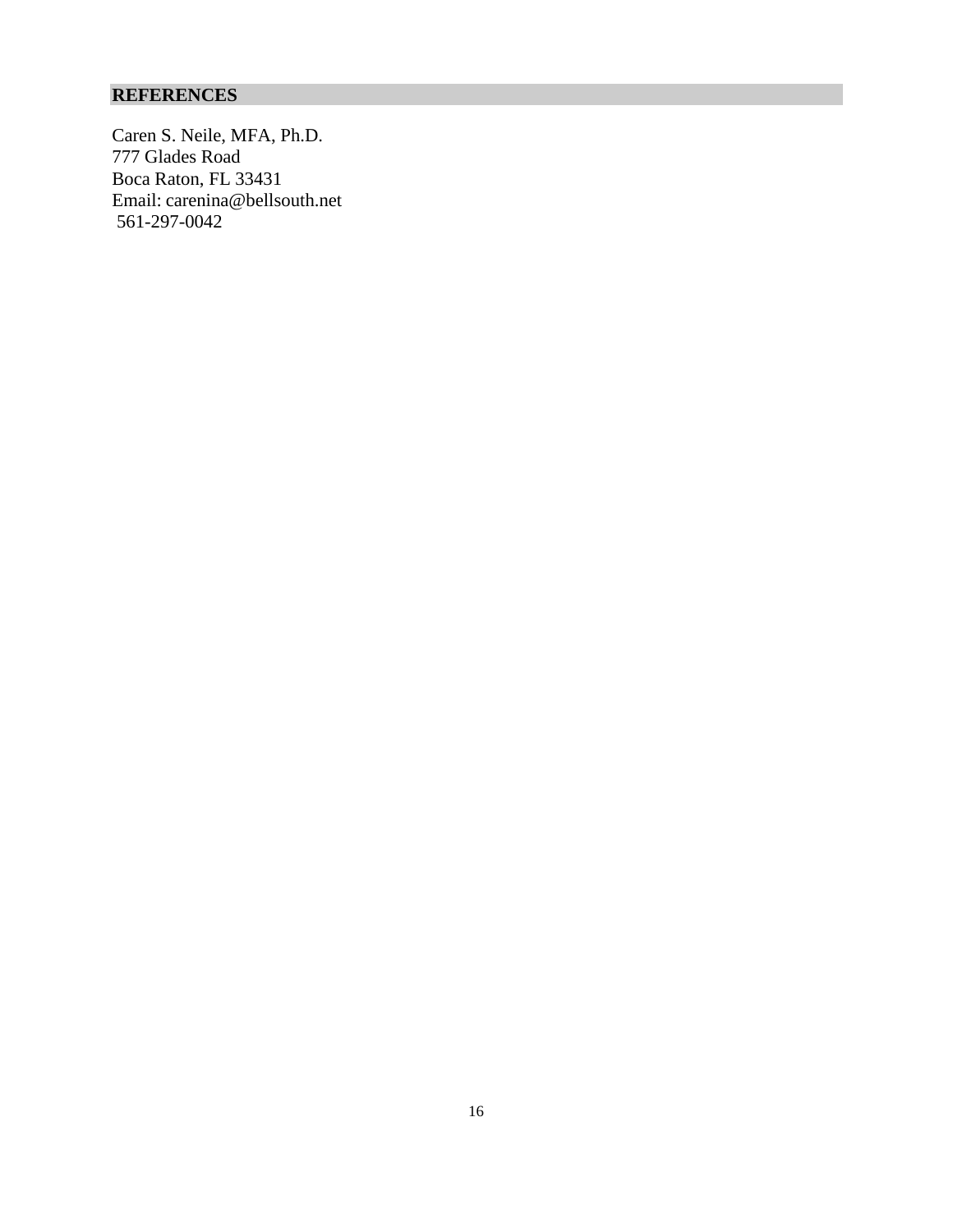## REFERENCES

Caren S. Neile, MFA, Ph.D.
777 Glades Road
Boca Raton, FL 33431
Email: carenina@bellsouth.net
561-297-0042